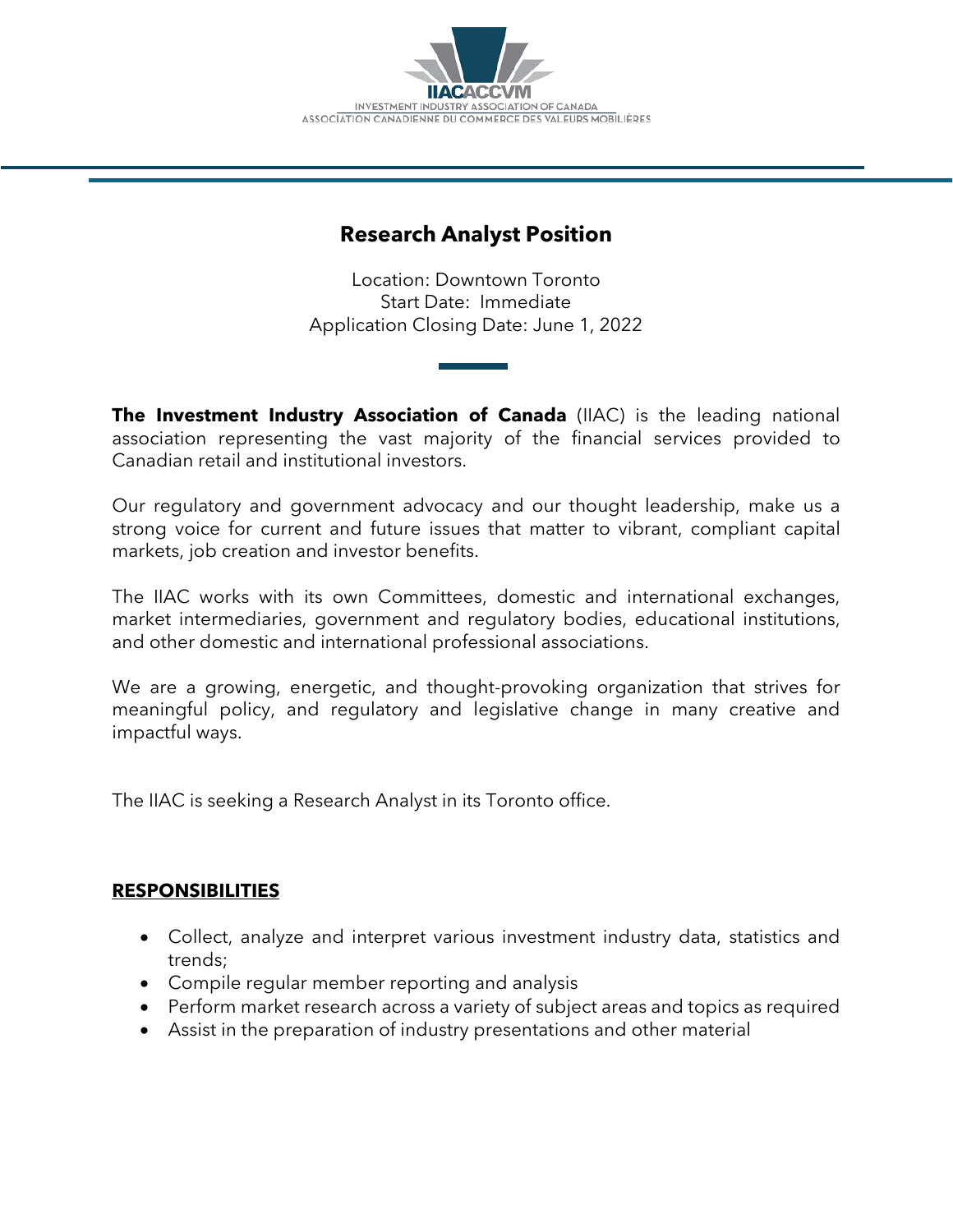IIACACCVM

INVESTMENT INDUSTRY ASSOCIATION OF CANADA

ASSOCIATION CANADIENNE DU COMMERCE DES VALEURS MOBILIÈRES

# Research Analyst Position

Location: Downtown Toronto
Start Date: Immediate
Application Closing Date: June 1, 2022

**The Investment Industry Association of Canada** (IIAC) is the leading national association representing the vast majority of the financial services provided to Canadian retail and institutional investors.

Our regulatory and government advocacy and our thought leadership, make us a strong voice for current and future issues that matter to vibrant, compliant capital markets, job creation and investor benefits.

The IIAC works with its own Committees, domestic and international exchanges, market intermediaries, government and regulatory bodies, educational institutions, and other domestic and international professional associations.

We are a growing, energetic, and thought-provoking organization that strives for meaningful policy, and regulatory and legislative change in many creative and impactful ways.

The IIAC is seeking a Research Analyst in its Toronto office.

## RESPONSIBILITIES

- Collect, analyze and interpret various investment industry data, statistics and trends;
- Compile regular member reporting and analysis
- Perform market research across a variety of subject areas and topics as required
- Assist in the preparation of industry presentations and other material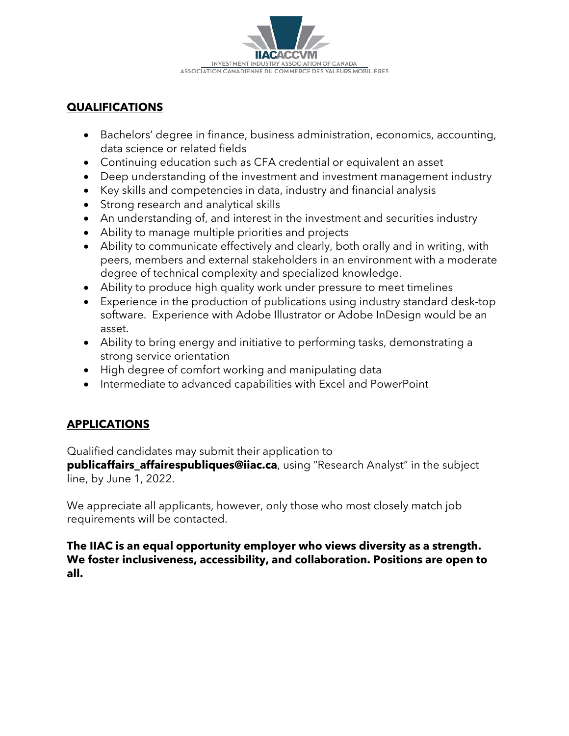## QUALIFICATIONS

- Bachelors' degree in finance, business administration, economics, accounting, data science or related fields
- Continuing education such as CFA credential or equivalent an asset
- Deep understanding of the investment and investment management industry
- Key skills and competencies in data, industry and financial analysis
- Strong research and analytical skills
- An understanding of, and interest in the investment and securities industry
- Ability to manage multiple priorities and projects
- Ability to communicate effectively and clearly, both orally and in writing, with peers, members and external stakeholders in an environment with a moderate degree of technical complexity and specialized knowledge.
- Ability to produce high quality work under pressure to meet timelines
- Experience in the production of publications using industry standard desk-top software. Experience with Adobe Illustrator or Adobe InDesign would be an asset.
- Ability to bring energy and initiative to performing tasks, demonstrating a strong service orientation
- High degree of comfort working and manipulating data
- Intermediate to advanced capabilities with Excel and PowerPoint

## APPLICATIONS

Qualified candidates may submit their application to **publicaffairs_affairespubliques@iiac.ca**, using "Research Analyst" in the subject line, by June 1, 2022.

We appreciate all applicants, however, only those who most closely match job requirements will be contacted.

**The IIAC is an equal opportunity employer who views diversity as a strength. We foster inclusiveness, accessibility, and collaboration. Positions are open to all.**